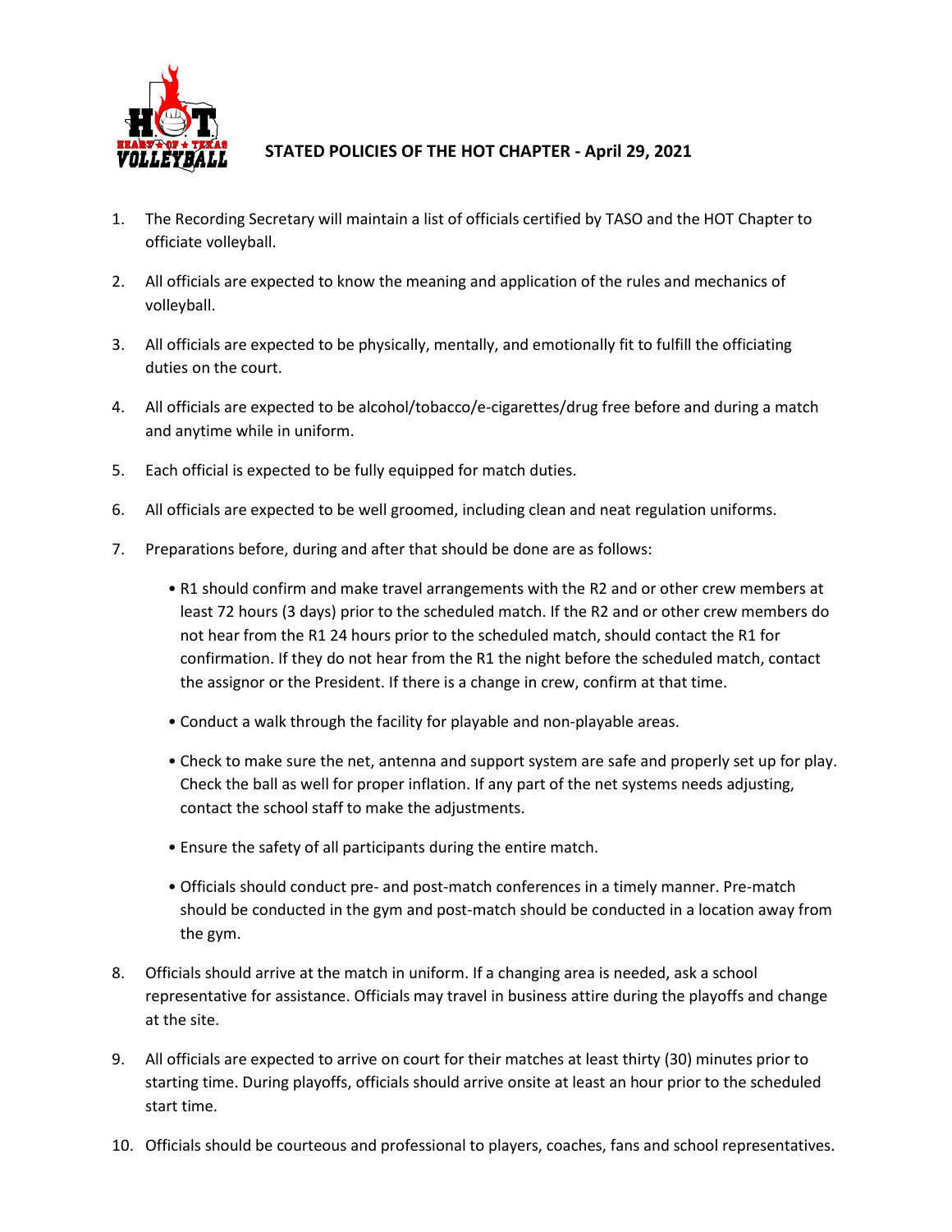# STATED POLICIES OF THE HOT CHAPTER - April 29, 2021

1. The Recording Secretary will maintain a list of officials certified by TASO and the HOT Chapter to officiate volleyball.

2. All officials are expected to know the meaning and application of the rules and mechanics of volleyball.

3. All officials are expected to be physically, mentally, and emotionally fit to fulfill the officiating duties on the court.

4. All officials are expected to be alcohol/tobacco/e-cigarettes/drug free before and during a match and anytime while in uniform.

5. Each official is expected to be fully equipped for match duties.

6. All officials are expected to be well groomed, including clean and neat regulation uniforms.

7. Preparations before, during and after that should be done are as follows:

   - R1 should confirm and make travel arrangements with the R2 and or other crew members at least 72 hours (3 days) prior to the scheduled match. If the R2 and or other crew members do not hear from the R1 24 hours prior to the scheduled match, should contact the R1 for confirmation. If they do not hear from the R1 the night before the scheduled match, contact the assignor or the President. If there is a change in crew, confirm at that time.

   - Conduct a walk through the facility for playable and non-playable areas.

   - Check to make sure the net, antenna and support system are safe and properly set up for play. Check the ball as well for proper inflation. If any part of the net systems needs adjusting, contact the school staff to make the adjustments.

   - Ensure the safety of all participants during the entire match.

   - Officials should conduct pre- and post-match conferences in a timely manner. Pre-match should be conducted in the gym and post-match should be conducted in a location away from the gym.

8. Officials should arrive at the match in uniform. If a changing area is needed, ask a school representative for assistance. Officials may travel in business attire during the playoffs and change at the site.

9. All officials are expected to arrive on court for their matches at least thirty (30) minutes prior to starting time. During playoffs, officials should arrive onsite at least an hour prior to the scheduled start time.

10. Officials should be courteous and professional to players, coaches, fans and school representatives.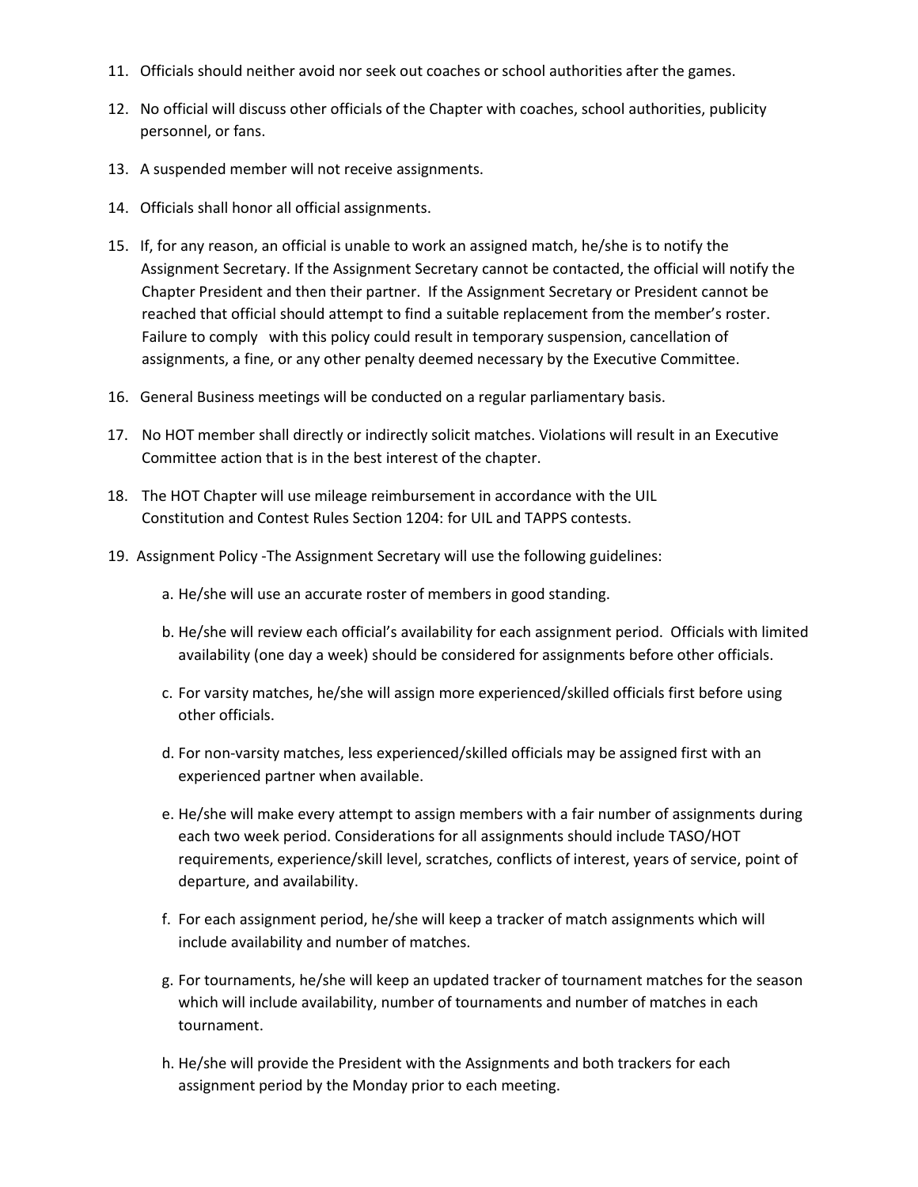11. Officials should neither avoid nor seek out coaches or school authorities after the games.

12. No official will discuss other officials of the Chapter with coaches, school authorities, publicity personnel, or fans.

13. A suspended member will not receive assignments.

14. Officials shall honor all official assignments.

15. If, for any reason, an official is unable to work an assigned match, he/she is to notify the Assignment Secretary. If the Assignment Secretary cannot be contacted, the official will notify the Chapter President and then their partner. If the Assignment Secretary or President cannot be reached that official should attempt to find a suitable replacement from the member's roster. Failure to comply with this policy could result in temporary suspension, cancellation of assignments, a fine, or any other penalty deemed necessary by the Executive Committee.

16. General Business meetings will be conducted on a regular parliamentary basis.

17. No HOT member shall directly or indirectly solicit matches. Violations will result in an Executive Committee action that is in the best interest of the chapter.

18. The HOT Chapter will use mileage reimbursement in accordance with the UIL Constitution and Contest Rules Section 1204: for UIL and TAPPS contests.

19. Assignment Policy -The Assignment Secretary will use the following guidelines:

    a. He/she will use an accurate roster of members in good standing.

    b. He/she will review each official's availability for each assignment period. Officials with limited availability (one day a week) should be considered for assignments before other officials.

    c. For varsity matches, he/she will assign more experienced/skilled officials first before using other officials.

    d. For non-varsity matches, less experienced/skilled officials may be assigned first with an experienced partner when available.

    e. He/she will make every attempt to assign members with a fair number of assignments during each two week period. Considerations for all assignments should include TASO/HOT requirements, experience/skill level, scratches, conflicts of interest, years of service, point of departure, and availability.

    f. For each assignment period, he/she will keep a tracker of match assignments which will include availability and number of matches.

    g. For tournaments, he/she will keep an updated tracker of tournament matches for the season which will include availability, number of tournaments and number of matches in each tournament.

    h. He/she will provide the President with the Assignments and both trackers for each assignment period by the Monday prior to each meeting.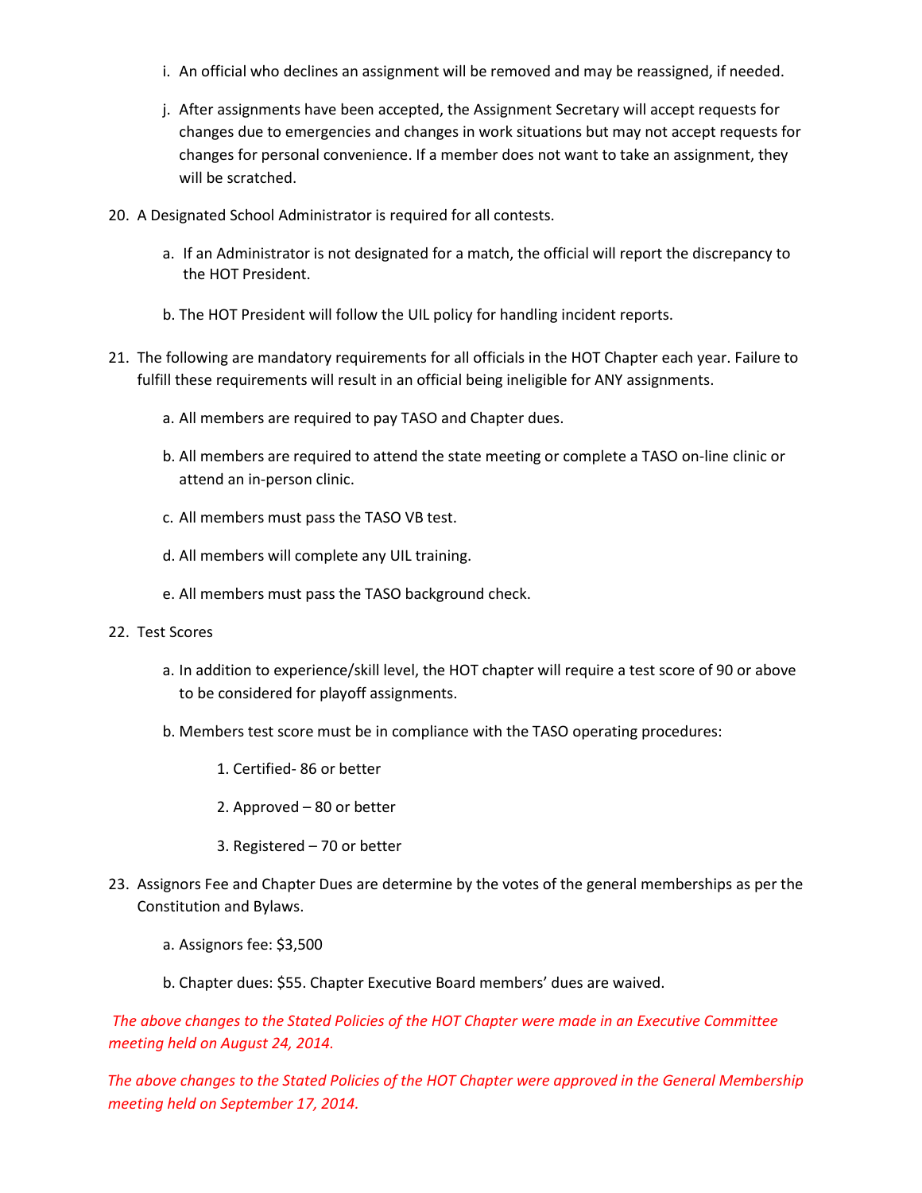i. An official who declines an assignment will be removed and may be reassigned, if needed.

j. After assignments have been accepted, the Assignment Secretary will accept requests for changes due to emergencies and changes in work situations but may not accept requests for changes for personal convenience. If a member does not want to take an assignment, they will be scratched.

20. A Designated School Administrator is required for all contests.

    a. If an Administrator is not designated for a match, the official will report the discrepancy to the HOT President.

    b. The HOT President will follow the UIL policy for handling incident reports.

21. The following are mandatory requirements for all officials in the HOT Chapter each year. Failure to fulfill these requirements will result in an official being ineligible for ANY assignments.

    a. All members are required to pay TASO and Chapter dues.

    b. All members are required to attend the state meeting or complete a TASO on-line clinic or attend an in-person clinic.

    c. All members must pass the TASO VB test.

    d. All members will complete any UIL training.

    e. All members must pass the TASO background check.

22. Test Scores

    a. In addition to experience/skill level, the HOT chapter will require a test score of 90 or above to be considered for playoff assignments.

    b. Members test score must be in compliance with the TASO operating procedures:

        1. Certified- 86 or better

        2. Approved – 80 or better

        3. Registered – 70 or better

23. Assignors Fee and Chapter Dues are determine by the votes of the general memberships as per the Constitution and Bylaws.

    a. Assignors fee: $3,500

    b. Chapter dues: $55. Chapter Executive Board members' dues are waived.

*The above changes to the Stated Policies of the HOT Chapter were made in an Executive Committee meeting held on August 24, 2014.*

*The above changes to the Stated Policies of the HOT Chapter were approved in the General Membership meeting held on September 17, 2014.*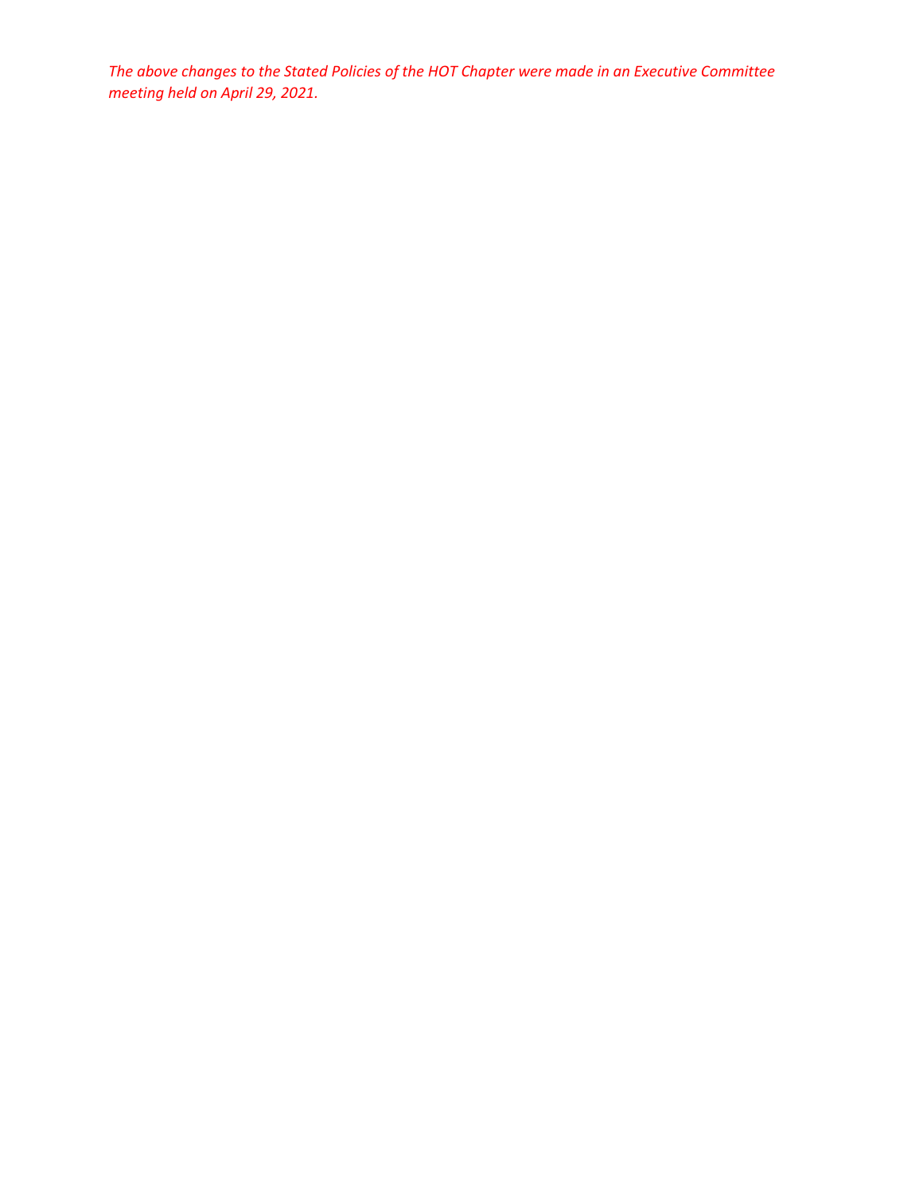*The above changes to the Stated Policies of the HOT Chapter were made in an Executive Committee meeting held on April 29, 2021.*